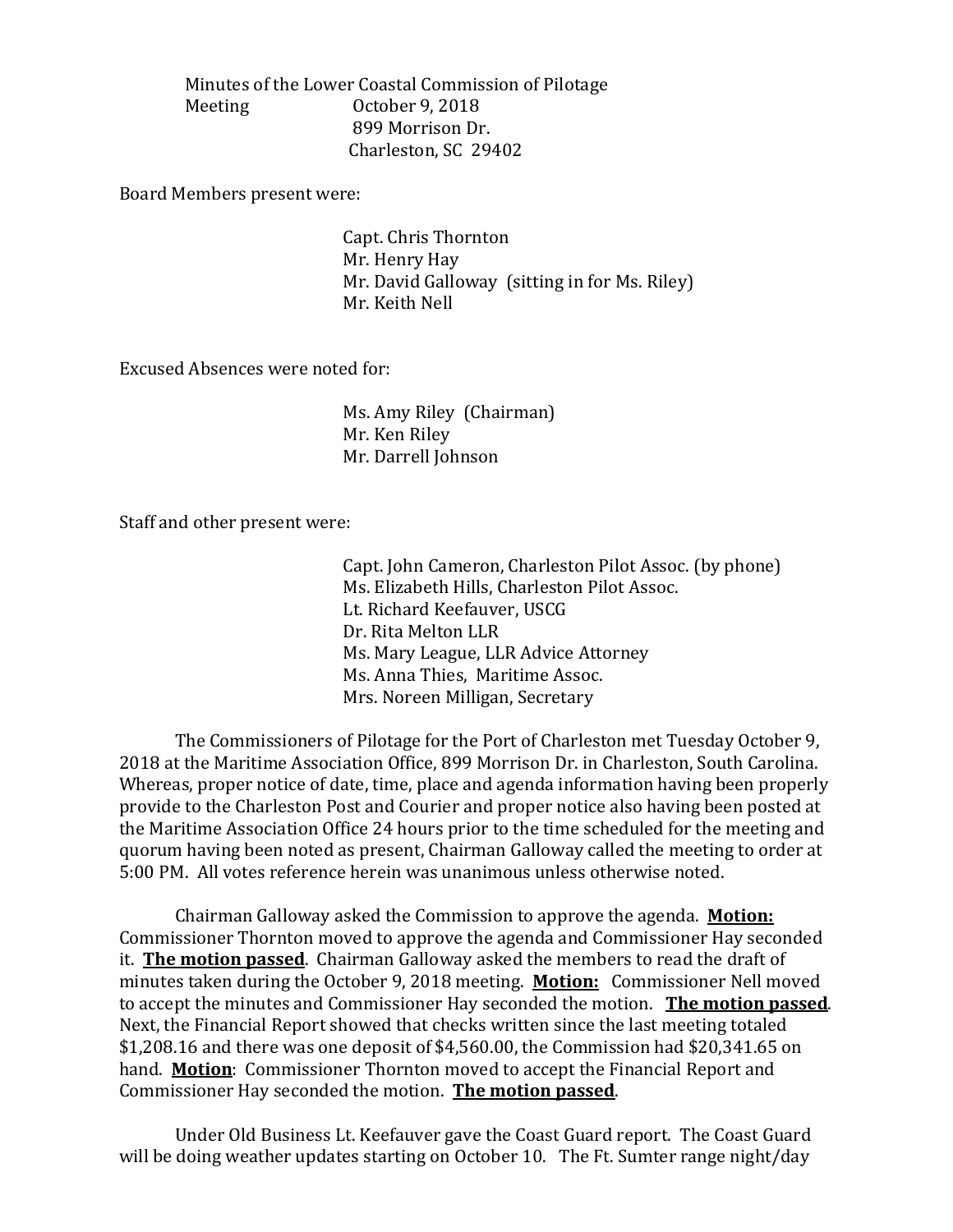Minutes of the Lower Coastal Commission of Pilotage
Meeting October 9, 2018
899 Morrison Dr.
Charleston, SC 29402

Board Members present were:

Capt. Chris Thornton
Mr. Henry Hay
Mr. David Galloway (sitting in for Ms. Riley)
Mr. Keith Nell

Excused Absences were noted for:

Ms. Amy Riley (Chairman)
Mr. Ken Riley
Mr. Darrell Johnson

Staff and other present were:

Capt. John Cameron, Charleston Pilot Assoc. (by phone)
Ms. Elizabeth Hills, Charleston Pilot Assoc.
Lt. Richard Keefauver, USCG
Dr. Rita Melton LLR
Ms. Mary League, LLR Advice Attorney
Ms. Anna Thies, Maritime Assoc.
Mrs. Noreen Milligan, Secretary

The Commissioners of Pilotage for the Port of Charleston met Tuesday October 9, 2018 at the Maritime Association Office, 899 Morrison Dr. in Charleston, South Carolina. Whereas, proper notice of date, time, place and agenda information having been properly provide to the Charleston Post and Courier and proper notice also having been posted at the Maritime Association Office 24 hours prior to the time scheduled for the meeting and quorum having been noted as present, Chairman Galloway called the meeting to order at 5:00 PM. All votes reference herein was unanimous unless otherwise noted.

Chairman Galloway asked the Commission to approve the agenda. **Motion:** Commissioner Thornton moved to approve the agenda and Commissioner Hay seconded it. **The motion passed**. Chairman Galloway asked the members to read the draft of minutes taken during the October 9, 2018 meeting. **Motion:** Commissioner Nell moved to accept the minutes and Commissioner Hay seconded the motion. **The motion passed**. Next, the Financial Report showed that checks written since the last meeting totaled $1,208.16 and there was one deposit of $4,560.00, the Commission had $20,341.65 on hand. **Motion**: Commissioner Thornton moved to accept the Financial Report and Commissioner Hay seconded the motion. **The motion passed**.

Under Old Business Lt. Keefauver gave the Coast Guard report. The Coast Guard will be doing weather updates starting on October 10. The Ft. Sumter range night/day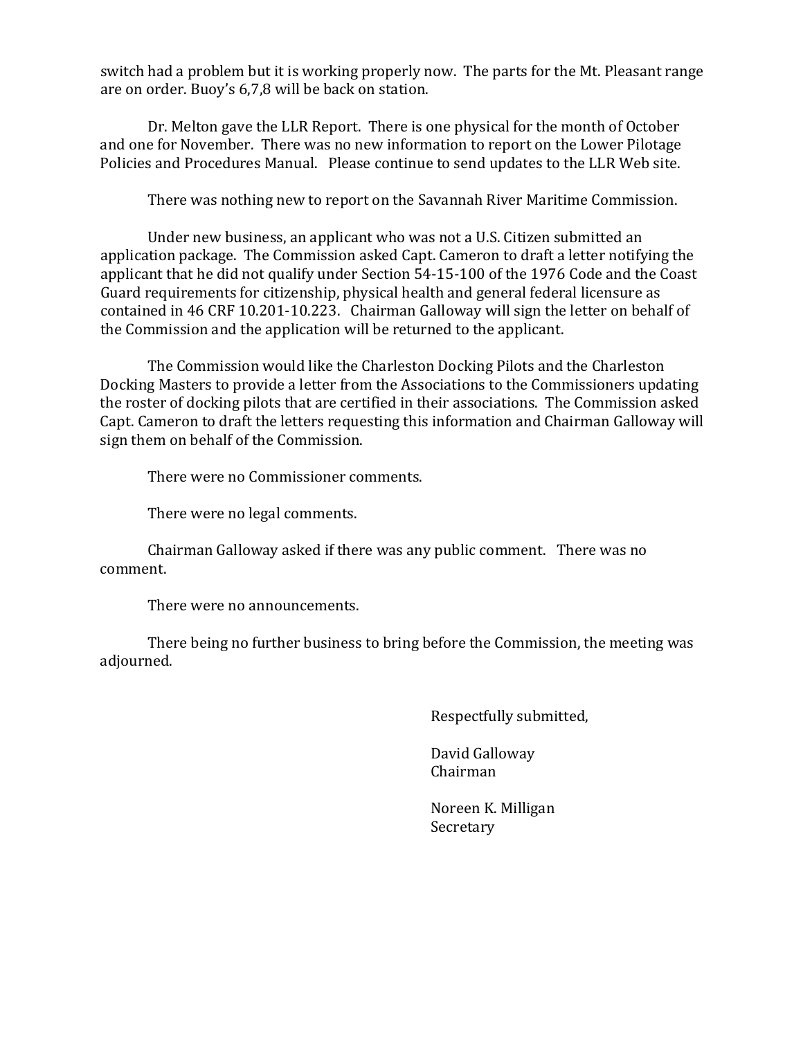switch had a problem but it is working properly now. The parts for the Mt. Pleasant range are on order. Buoy's 6,7,8 will be back on station.

Dr. Melton gave the LLR Report. There is one physical for the month of October and one for November. There was no new information to report on the Lower Pilotage Policies and Procedures Manual. Please continue to send updates to the LLR Web site.

There was nothing new to report on the Savannah River Maritime Commission.

Under new business, an applicant who was not a U.S. Citizen submitted an application package. The Commission asked Capt. Cameron to draft a letter notifying the applicant that he did not qualify under Section 54-15-100 of the 1976 Code and the Coast Guard requirements for citizenship, physical health and general federal licensure as contained in 46 CRF 10.201-10.223. Chairman Galloway will sign the letter on behalf of the Commission and the application will be returned to the applicant.

The Commission would like the Charleston Docking Pilots and the Charleston Docking Masters to provide a letter from the Associations to the Commissioners updating the roster of docking pilots that are certified in their associations. The Commission asked Capt. Cameron to draft the letters requesting this information and Chairman Galloway will sign them on behalf of the Commission.

There were no Commissioner comments.

There were no legal comments.

Chairman Galloway asked if there was any public comment. There was no comment.

There were no announcements.

There being no further business to bring before the Commission, the meeting was adjourned.

Respectfully submitted,

David Galloway
Chairman

Noreen K. Milligan
Secretary